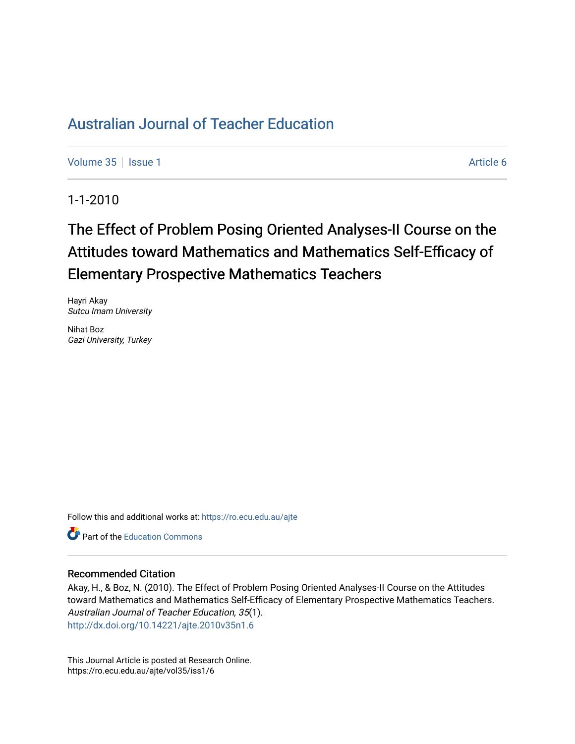# Australian Journal of Teacher Education

Volume 35 | Issue 1 | Article 6

1-1-2010

## The Effect of Problem Posing Oriented Analyses-II Course on the Attitudes toward Mathematics and Mathematics Self-Efficacy of Elementary Prospective Mathematics Teachers

Hayri Akay
*Sutcu Imam University*

Nihat Boz
*Gazi University, Turkey*

Follow this and additional works at: https://ro.ecu.edu.au/ajte

Part of the Education Commons

### Recommended Citation

Akay, H., & Boz, N. (2010). The Effect of Problem Posing Oriented Analyses-II Course on the Attitudes toward Mathematics and Mathematics Self-Efficacy of Elementary Prospective Mathematics Teachers. *Australian Journal of Teacher Education, 35*(1).
http://dx.doi.org/10.14221/ajte.2010v35n1.6

This Journal Article is posted at Research Online.
https://ro.ecu.edu.au/ajte/vol35/iss1/6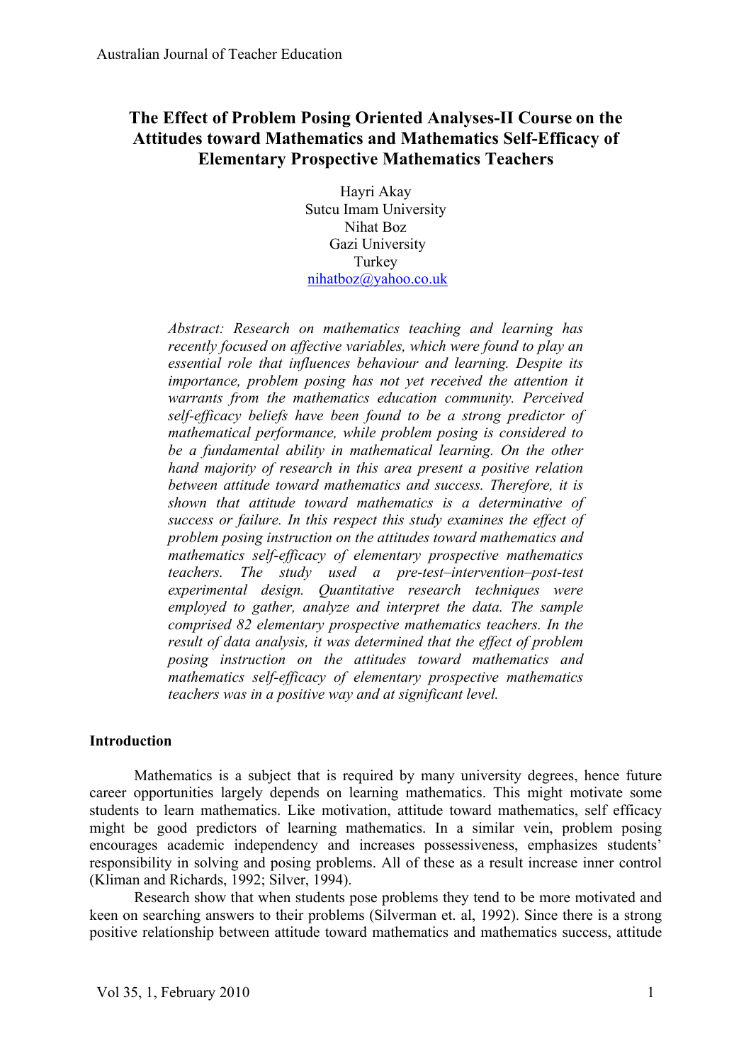# The Effect of Problem Posing Oriented Analyses-II Course on the Attitudes toward Mathematics and Mathematics Self-Efficacy of Elementary Prospective Mathematics Teachers

Hayri Akay
Sutcu Imam University
Nihat Boz
Gazi University
Turkey
nihatboz@yahoo.co.uk

*Abstract: Research on mathematics teaching and learning has recently focused on affective variables, which were found to play an essential role that influences behaviour and learning. Despite its importance, problem posing has not yet received the attention it warrants from the mathematics education community. Perceived self-efficacy beliefs have been found to be a strong predictor of mathematical performance, while problem posing is considered to be a fundamental ability in mathematical learning. On the other hand majority of research in this area present a positive relation between attitude toward mathematics and success. Therefore, it is shown that attitude toward mathematics is a determinative of success or failure. In this respect this study examines the effect of problem posing instruction on the attitudes toward mathematics and mathematics self-efficacy of elementary prospective mathematics teachers. The study used a pre-test–intervention–post-test experimental design. Quantitative research techniques were employed to gather, analyze and interpret the data. The sample comprised 82 elementary prospective mathematics teachers. In the result of data analysis, it was determined that the effect of problem posing instruction on the attitudes toward mathematics and mathematics self-efficacy of elementary prospective mathematics teachers was in a positive way and at significant level.*

## Introduction

Mathematics is a subject that is required by many university degrees, hence future career opportunities largely depends on learning mathematics. This might motivate some students to learn mathematics. Like motivation, attitude toward mathematics, self efficacy might be good predictors of learning mathematics. In a similar vein, problem posing encourages academic independency and increases possessiveness, emphasizes students' responsibility in solving and posing problems. All of these as a result increase inner control (Kliman and Richards, 1992; Silver, 1994).

Research show that when students pose problems they tend to be more motivated and keen on searching answers to their problems (Silverman et. al, 1992). Since there is a strong positive relationship between attitude toward mathematics and mathematics success, attitude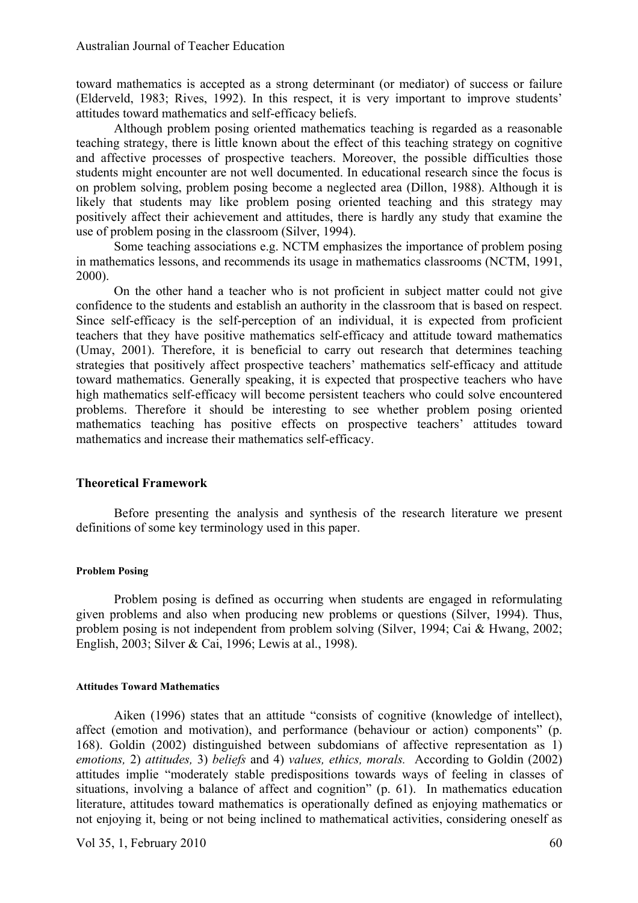toward mathematics is accepted as a strong determinant (or mediator) of success or failure (Elderveld, 1983; Rives, 1992). In this respect, it is very important to improve students' attitudes toward mathematics and self-efficacy beliefs.

Although problem posing oriented mathematics teaching is regarded as a reasonable teaching strategy, there is little known about the effect of this teaching strategy on cognitive and affective processes of prospective teachers. Moreover, the possible difficulties those students might encounter are not well documented. In educational research since the focus is on problem solving, problem posing become a neglected area (Dillon, 1988). Although it is likely that students may like problem posing oriented teaching and this strategy may positively affect their achievement and attitudes, there is hardly any study that examine the use of problem posing in the classroom (Silver, 1994).

Some teaching associations e.g. NCTM emphasizes the importance of problem posing in mathematics lessons, and recommends its usage in mathematics classrooms (NCTM, 1991, 2000).

On the other hand a teacher who is not proficient in subject matter could not give confidence to the students and establish an authority in the classroom that is based on respect. Since self-efficacy is the self-perception of an individual, it is expected from proficient teachers that they have positive mathematics self-efficacy and attitude toward mathematics (Umay, 2001). Therefore, it is beneficial to carry out research that determines teaching strategies that positively affect prospective teachers' mathematics self-efficacy and attitude toward mathematics. Generally speaking, it is expected that prospective teachers who have high mathematics self-efficacy will become persistent teachers who could solve encountered problems. Therefore it should be interesting to see whether problem posing oriented mathematics teaching has positive effects on prospective teachers' attitudes toward mathematics and increase their mathematics self-efficacy.

## Theoretical Framework

Before presenting the analysis and synthesis of the research literature we present definitions of some key terminology used in this paper.

### Problem Posing

Problem posing is defined as occurring when students are engaged in reformulating given problems and also when producing new problems or questions (Silver, 1994). Thus, problem posing is not independent from problem solving (Silver, 1994; Cai & Hwang, 2002; English, 2003; Silver & Cai, 1996; Lewis at al., 1998).

### Attitudes Toward Mathematics

Aiken (1996) states that an attitude "consists of cognitive (knowledge of intellect), affect (emotion and motivation), and performance (behaviour or action) components" (p. 168). Goldin (2002) distinguished between subdomians of affective representation as 1) *emotions,* 2) *attitudes,* 3) *beliefs* and 4) *values, ethics, morals.* According to Goldin (2002) attitudes implie "moderately stable predispositions towards ways of feeling in classes of situations, involving a balance of affect and cognition" (p. 61). In mathematics education literature, attitudes toward mathematics is operationally defined as enjoying mathematics or not enjoying it, being or not being inclined to mathematical activities, considering oneself as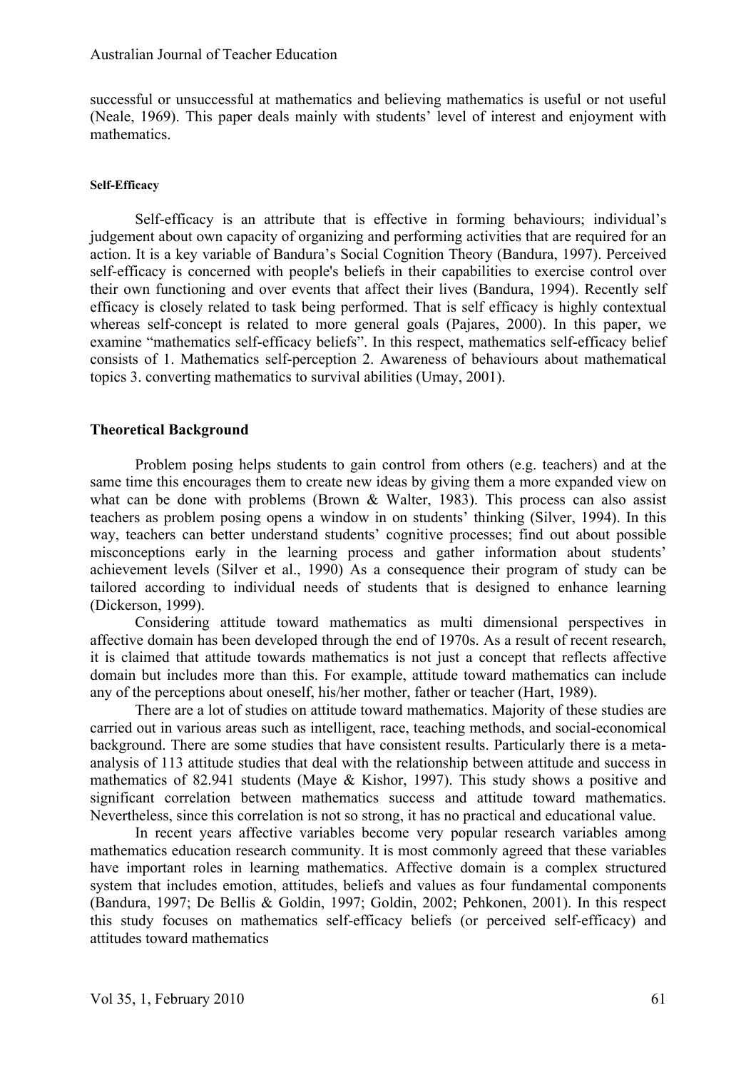successful or unsuccessful at mathematics and believing mathematics is useful or not useful (Neale, 1969). This paper deals mainly with students' level of interest and enjoyment with mathematics.

#### Self-Efficacy

Self-efficacy is an attribute that is effective in forming behaviours; individual's judgement about own capacity of organizing and performing activities that are required for an action. It is a key variable of Bandura's Social Cognition Theory (Bandura, 1997). Perceived self-efficacy is concerned with people's beliefs in their capabilities to exercise control over their own functioning and over events that affect their lives (Bandura, 1994). Recently self efficacy is closely related to task being performed. That is self efficacy is highly contextual whereas self-concept is related to more general goals (Pajares, 2000). In this paper, we examine "mathematics self-efficacy beliefs". In this respect, mathematics self-efficacy belief consists of 1. Mathematics self-perception 2. Awareness of behaviours about mathematical topics 3. converting mathematics to survival abilities (Umay, 2001).

### Theoretical Background

Problem posing helps students to gain control from others (e.g. teachers) and at the same time this encourages them to create new ideas by giving them a more expanded view on what can be done with problems (Brown & Walter, 1983). This process can also assist teachers as problem posing opens a window in on students' thinking (Silver, 1994). In this way, teachers can better understand students' cognitive processes; find out about possible misconceptions early in the learning process and gather information about students' achievement levels (Silver et al., 1990) As a consequence their program of study can be tailored according to individual needs of students that is designed to enhance learning (Dickerson, 1999).

Considering attitude toward mathematics as multi dimensional perspectives in affective domain has been developed through the end of 1970s. As a result of recent research, it is claimed that attitude towards mathematics is not just a concept that reflects affective domain but includes more than this. For example, attitude toward mathematics can include any of the perceptions about oneself, his/her mother, father or teacher (Hart, 1989).

There are a lot of studies on attitude toward mathematics. Majority of these studies are carried out in various areas such as intelligent, race, teaching methods, and social-economical background. There are some studies that have consistent results. Particularly there is a meta-analysis of 113 attitude studies that deal with the relationship between attitude and success in mathematics of 82.941 students (Maye & Kishor, 1997). This study shows a positive and significant correlation between mathematics success and attitude toward mathematics. Nevertheless, since this correlation is not so strong, it has no practical and educational value.

In recent years affective variables become very popular research variables among mathematics education research community. It is most commonly agreed that these variables have important roles in learning mathematics. Affective domain is a complex structured system that includes emotion, attitudes, beliefs and values as four fundamental components (Bandura, 1997; De Bellis & Goldin, 1997; Goldin, 2002; Pehkonen, 2001). In this respect this study focuses on mathematics self-efficacy beliefs (or perceived self-efficacy) and attitudes toward mathematics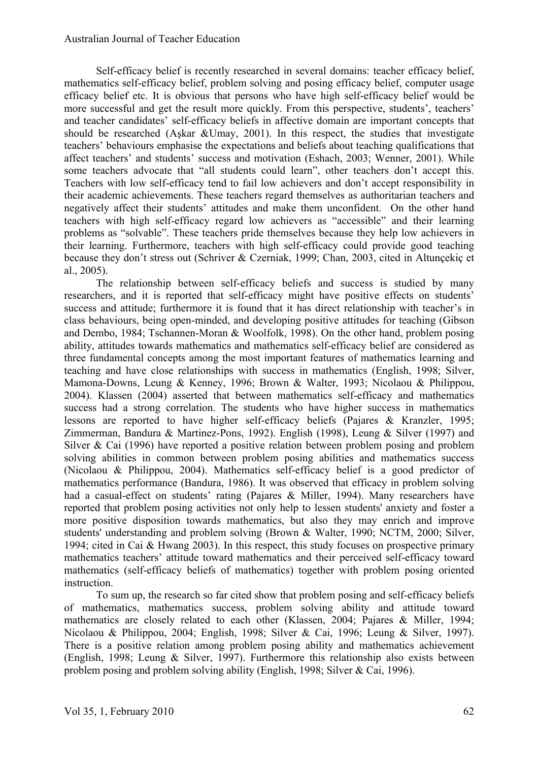Self-efficacy belief is recently researched in several domains: teacher efficacy belief, mathematics self-efficacy belief, problem solving and posing efficacy belief, computer usage efficacy belief etc. It is obvious that persons who have high self-efficacy belief would be more successful and get the result more quickly. From this perspective, students', teachers' and teacher candidates' self-efficacy beliefs in affective domain are important concepts that should be researched (Aşkar &Umay, 2001). In this respect, the studies that investigate teachers' behaviours emphasise the expectations and beliefs about teaching qualifications that affect teachers' and students' success and motivation (Eshach, 2003; Wenner, 2001). While some teachers advocate that "all students could learn", other teachers don't accept this. Teachers with low self-efficacy tend to fail low achievers and don't accept responsibility in their academic achievements. These teachers regard themselves as authoritarian teachers and negatively affect their students' attitudes and make them unconfident. On the other hand teachers with high self-efficacy regard low achievers as "accessible" and their learning problems as "solvable". These teachers pride themselves because they help low achievers in their learning. Furthermore, teachers with high self-efficacy could provide good teaching because they don't stress out (Schriver & Czerniak, 1999; Chan, 2003, cited in Altunçekiç et al., 2005).

The relationship between self-efficacy beliefs and success is studied by many researchers, and it is reported that self-efficacy might have positive effects on students' success and attitude; furthermore it is found that it has direct relationship with teacher's in class behaviours, being open-minded, and developing positive attitudes for teaching (Gibson and Dembo, 1984; Tschannen-Moran & Woolfolk, 1998). On the other hand, problem posing ability, attitudes towards mathematics and mathematics self-efficacy belief are considered as three fundamental concepts among the most important features of mathematics learning and teaching and have close relationships with success in mathematics (English, 1998; Silver, Mamona-Downs, Leung & Kenney, 1996; Brown & Walter, 1993; Nicolaou & Philippou, 2004). Klassen (2004) asserted that between mathematics self-efficacy and mathematics success had a strong correlation. The students who have higher success in mathematics lessons are reported to have higher self-efficacy beliefs (Pajares & Kranzler, 1995; Zimmerman, Bandura & Martinez-Pons, 1992). English (1998), Leung & Silver (1997) and Silver & Cai (1996) have reported a positive relation between problem posing and problem solving abilities in common between problem posing abilities and mathematics success (Nicolaou & Philippou, 2004). Mathematics self-efficacy belief is a good predictor of mathematics performance (Bandura, 1986). It was observed that efficacy in problem solving had a casual-effect on students' rating (Pajares & Miller, 1994). Many researchers have reported that problem posing activities not only help to lessen students' anxiety and foster a more positive disposition towards mathematics, but also they may enrich and improve students' understanding and problem solving (Brown & Walter, 1990; NCTM, 2000; Silver, 1994; cited in Cai & Hwang 2003). In this respect, this study focuses on prospective primary mathematics teachers' attitude toward mathematics and their perceived self-efficacy toward mathematics (self-efficacy beliefs of mathematics) together with problem posing oriented instruction.

To sum up, the research so far cited show that problem posing and self-efficacy beliefs of mathematics, mathematics success, problem solving ability and attitude toward mathematics are closely related to each other (Klassen, 2004; Pajares & Miller, 1994; Nicolaou & Philippou, 2004; English, 1998; Silver & Cai, 1996; Leung & Silver, 1997). There is a positive relation among problem posing ability and mathematics achievement (English, 1998; Leung & Silver, 1997). Furthermore this relationship also exists between problem posing and problem solving ability (English, 1998; Silver & Cai, 1996).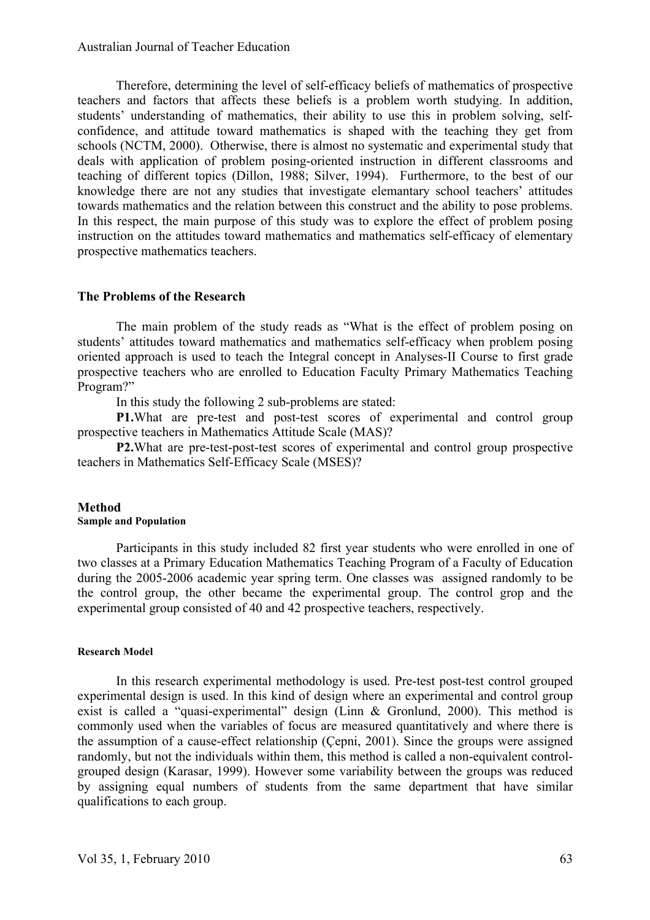Therefore, determining the level of self-efficacy beliefs of mathematics of prospective teachers and factors that affects these beliefs is a problem worth studying. In addition, students' understanding of mathematics, their ability to use this in problem solving, self-confidence, and attitude toward mathematics is shaped with the teaching they get from schools (NCTM, 2000). Otherwise, there is almost no systematic and experimental study that deals with application of problem posing-oriented instruction in different classrooms and teaching of different topics (Dillon, 1988; Silver, 1994). Furthermore, to the best of our knowledge there are not any studies that investigate elemantary school teachers' attitudes towards mathematics and the relation between this construct and the ability to pose problems. In this respect, the main purpose of this study was to explore the effect of problem posing instruction on the attitudes toward mathematics and mathematics self-efficacy of elementary prospective mathematics teachers.

### The Problems of the Research

The main problem of the study reads as "What is the effect of problem posing on students' attitudes toward mathematics and mathematics self-efficacy when problem posing oriented approach is used to teach the Integral concept in Analyses-II Course to first grade prospective teachers who are enrolled to Education Faculty Primary Mathematics Teaching Program?"

In this study the following 2 sub-problems are stated:

**P1.** What are pre-test and post-test scores of experimental and control group prospective teachers in Mathematics Attitude Scale (MAS)?

**P2.** What are pre-test-post-test scores of experimental and control group prospective teachers in Mathematics Self-Efficacy Scale (MSES)?

## Method

#### Sample and Population

Participants in this study included 82 first year students who were enrolled in one of two classes at a Primary Education Mathematics Teaching Program of a Faculty of Education during the 2005-2006 academic year spring term. One classes was assigned randomly to be the control group, the other became the experimental group. The control grop and the experimental group consisted of 40 and 42 prospective teachers, respectively.

#### Research Model

In this research experimental methodology is used. Pre-test post-test control grouped experimental design is used. In this kind of design where an experimental and control group exist is called a "quasi-experimental" design (Linn & Gronlund, 2000). This method is commonly used when the variables of focus are measured quantitatively and where there is the assumption of a cause-effect relationship (Çepni, 2001). Since the groups were assigned randomly, but not the individuals within them, this method is called a non-equivalent control-grouped design (Karasar, 1999). However some variability between the groups was reduced by assigning equal numbers of students from the same department that have similar qualifications to each group.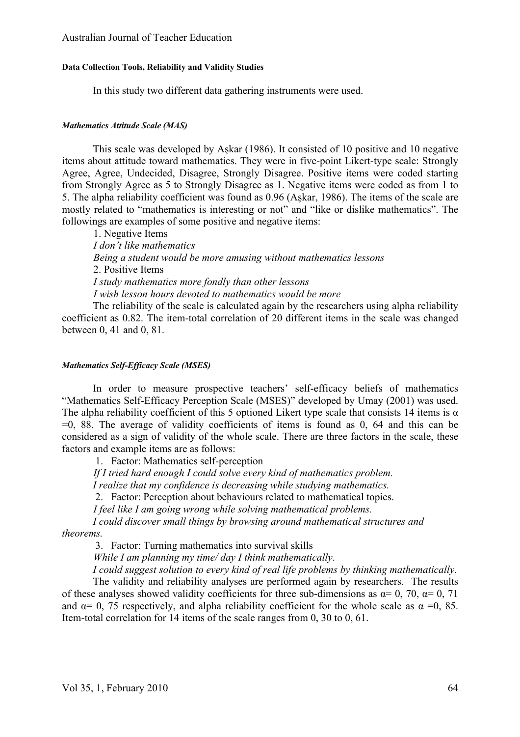#### Data Collection Tools, Reliability and Validity Studies

In this study two different data gathering instruments were used.

##### *Mathematics Attitude Scale (MAS)*

This scale was developed by Aşkar (1986). It consisted of 10 positive and 10 negative items about attitude toward mathematics. They were in five-point Likert-type scale: Strongly Agree, Agree, Undecided, Disagree, Strongly Disagree. Positive items were coded starting from Strongly Agree as 5 to Strongly Disagree as 1. Negative items were coded as from 1 to 5. The alpha reliability coefficient was found as 0.96 (Aşkar, 1986). The items of the scale are mostly related to "mathematics is interesting or not" and "like or dislike mathematics". The followings are examples of some positive and negative items:

1. Negative Items

*I don't like mathematics*

*Being a student would be more amusing without mathematics lessons*

2. Positive Items

*I study mathematics more fondly than other lessons*

*I wish lesson hours devoted to mathematics would be more*

The reliability of the scale is calculated again by the researchers using alpha reliability coefficient as 0.82. The item-total correlation of 20 different items in the scale was changed between 0, 41 and 0, 81.

##### *Mathematics Self-Efficacy Scale (MSES)*

In order to measure prospective teachers' self-efficacy beliefs of mathematics "Mathematics Self-Efficacy Perception Scale (MSES)" developed by Umay (2001) was used. The alpha reliability coefficient of this 5 optioned Likert type scale that consists 14 items is $\alpha$ =0, 88. The average of validity coefficients of items is found as 0, 64 and this can be considered as a sign of validity of the whole scale. There are three factors in the scale, these factors and example items are as follows:

1. Factor: Mathematics self-perception

*If I tried hard enough I could solve every kind of mathematics problem.*

*I realize that my confidence is decreasing while studying mathematics.*

2. Factor: Perception about behaviours related to mathematical topics.

*I feel like I am going wrong while solving mathematical problems.*

*I could discover small things by browsing around mathematical structures and theorems.*

3. Factor: Turning mathematics into survival skills

*While I am planning my time/ day I think mathematically.*

*I could suggest solution to every kind of real life problems by thinking mathematically.*

The validity and reliability analyses are performed again by researchers. The results of these analyses showed validity coefficients for three sub-dimensions as $\alpha$= 0, 70, $\alpha$= 0, 71 and $\alpha$= 0, 75 respectively, and alpha reliability coefficient for the whole scale as $\alpha$ =0, 85. Item-total correlation for 14 items of the scale ranges from 0, 30 to 0, 61.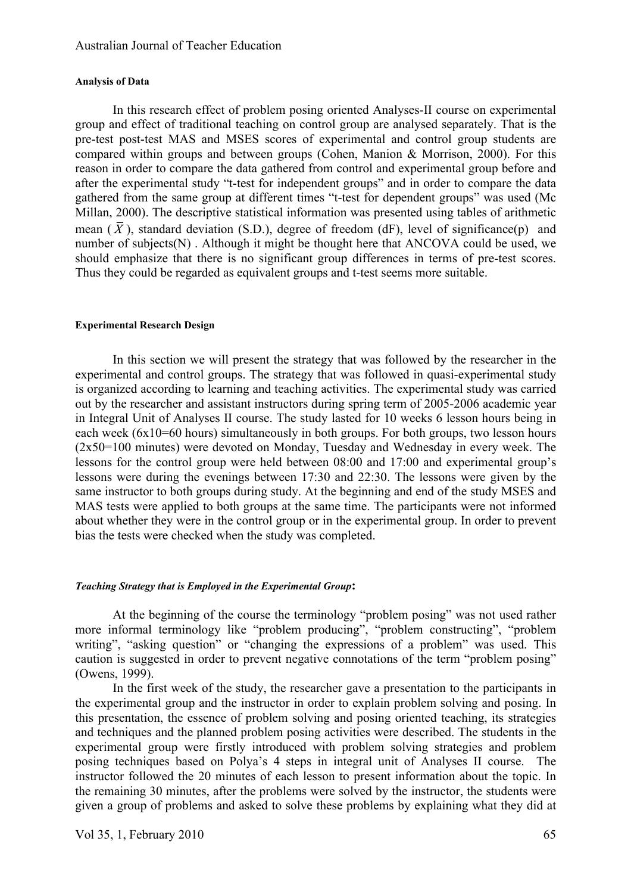#### Analysis of Data

In this research effect of problem posing oriented Analyses-II course on experimental group and effect of traditional teaching on control group are analysed separately. That is the pre-test post-test MAS and MSES scores of experimental and control group students are compared within groups and between groups (Cohen, Manion & Morrison, 2000). For this reason in order to compare the data gathered from control and experimental group before and after the experimental study "t-test for independent groups" and in order to compare the data gathered from the same group at different times "t-test for dependent groups" was used (Mc Millan, 2000). The descriptive statistical information was presented using tables of arithmetic mean ( $\bar{X}$ ), standard deviation (S.D.), degree of freedom (dF), level of significance(p) and number of subjects(N) . Although it might be thought here that ANCOVA could be used, we should emphasize that there is no significant group differences in terms of pre-test scores. Thus they could be regarded as equivalent groups and t-test seems more suitable.

#### Experimental Research Design

In this section we will present the strategy that was followed by the researcher in the experimental and control groups. The strategy that was followed in quasi-experimental study is organized according to learning and teaching activities. The experimental study was carried out by the researcher and assistant instructors during spring term of 2005-2006 academic year in Integral Unit of Analyses II course. The study lasted for 10 weeks 6 lesson hours being in each week (6x10=60 hours) simultaneously in both groups. For both groups, two lesson hours (2x50=100 minutes) were devoted on Monday, Tuesday and Wednesday in every week. The lessons for the control group were held between 08:00 and 17:00 and experimental group's lessons were during the evenings between 17:30 and 22:30. The lessons were given by the same instructor to both groups during study. At the beginning and end of the study MSES and MAS tests were applied to both groups at the same time. The participants were not informed about whether they were in the control group or in the experimental group. In order to prevent bias the tests were checked when the study was completed.

#### *Teaching Strategy that is Employed in the Experimental Group*:

At the beginning of the course the terminology "problem posing" was not used rather more informal terminology like "problem producing", "problem constructing", "problem writing", "asking question" or "changing the expressions of a problem" was used. This caution is suggested in order to prevent negative connotations of the term "problem posing" (Owens, 1999).

In the first week of the study, the researcher gave a presentation to the participants in the experimental group and the instructor in order to explain problem solving and posing. In this presentation, the essence of problem solving and posing oriented teaching, its strategies and techniques and the planned problem posing activities were described. The students in the experimental group were firstly introduced with problem solving strategies and problem posing techniques based on Polya's 4 steps in integral unit of Analyses II course. The instructor followed the 20 minutes of each lesson to present information about the topic. In the remaining 30 minutes, after the problems were solved by the instructor, the students were given a group of problems and asked to solve these problems by explaining what they did at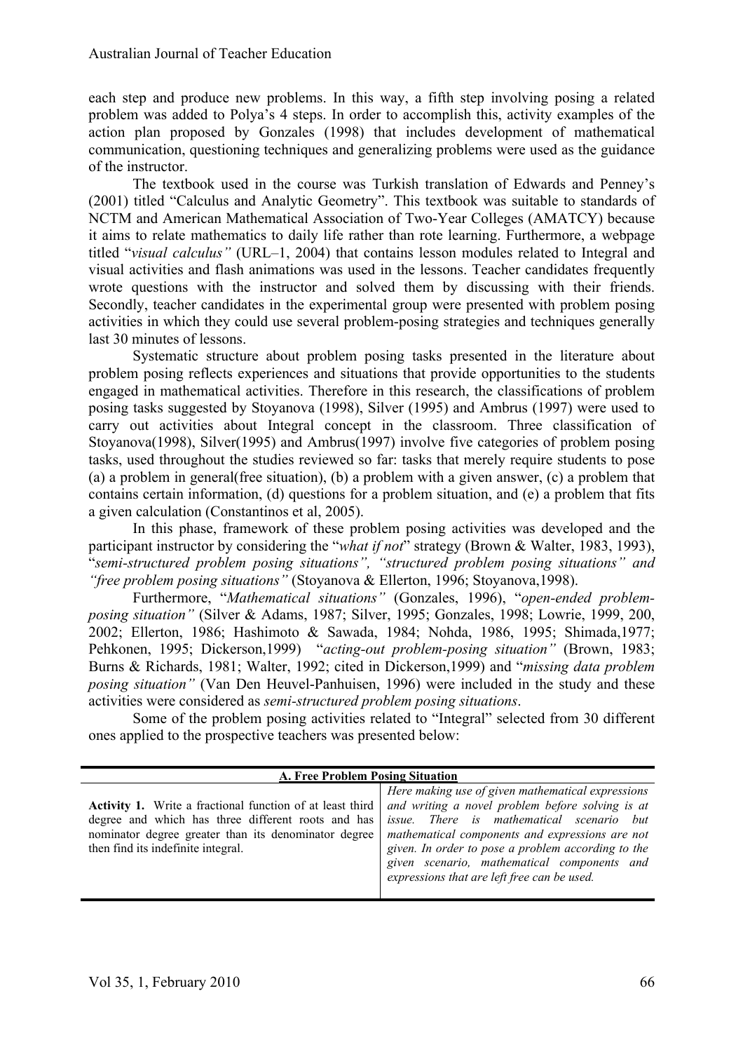each step and produce new problems. In this way, a fifth step involving posing a related problem was added to Polya's 4 steps. In order to accomplish this, activity examples of the action plan proposed by Gonzales (1998) that includes development of mathematical communication, questioning techniques and generalizing problems were used as the guidance of the instructor.

The textbook used in the course was Turkish translation of Edwards and Penney's (2001) titled "Calculus and Analytic Geometry". This textbook was suitable to standards of NCTM and American Mathematical Association of Two-Year Colleges (AMATCY) because it aims to relate mathematics to daily life rather than rote learning. Furthermore, a webpage titled "*visual calculus"* (URL–1, 2004) that contains lesson modules related to Integral and visual activities and flash animations was used in the lessons. Teacher candidates frequently wrote questions with the instructor and solved them by discussing with their friends. Secondly, teacher candidates in the experimental group were presented with problem posing activities in which they could use several problem-posing strategies and techniques generally last 30 minutes of lessons.

Systematic structure about problem posing tasks presented in the literature about problem posing reflects experiences and situations that provide opportunities to the students engaged in mathematical activities. Therefore in this research, the classifications of problem posing tasks suggested by Stoyanova (1998), Silver (1995) and Ambrus (1997) were used to carry out activities about Integral concept in the classroom. Three classification of Stoyanova(1998), Silver(1995) and Ambrus(1997) involve five categories of problem posing tasks, used throughout the studies reviewed so far: tasks that merely require students to pose (a) a problem in general(free situation), (b) a problem with a given answer, (c) a problem that contains certain information, (d) questions for a problem situation, and (e) a problem that fits a given calculation (Constantinos et al, 2005).

In this phase, framework of these problem posing activities was developed and the participant instructor by considering the "*what if not*" strategy (Brown & Walter, 1983, 1993), "*semi-structured problem posing situations", "structured problem posing situations" and "free problem posing situations"* (Stoyanova & Ellerton, 1996; Stoyanova,1998).

Furthermore, "*Mathematical situations"* (Gonzales, 1996), "*open-ended problem-posing situation"* (Silver & Adams, 1987; Silver, 1995; Gonzales, 1998; Lowrie, 1999, 200, 2002; Ellerton, 1986; Hashimoto & Sawada, 1984; Nohda, 1986, 1995; Shimada,1977; Pehkonen, 1995; Dickerson,1999) "*acting-out problem-posing situation"* (Brown, 1983; Burns & Richards, 1981; Walter, 1992; cited in Dickerson,1999) and "*missing data problem posing situation"* (Van Den Heuvel-Panhuisen, 1996) were included in the study and these activities were considered as *semi-structured problem posing situations*.

Some of the problem posing activities related to "Integral" selected from 30 different ones applied to the prospective teachers was presented below:

| **A. Free Problem Posing Situation** | |
|---|---|
| **Activity 1.** Write a fractional function of at least third degree and which has three different roots and has nominator degree greater than its denominator degree then find its indefinite integral. | *Here making use of given mathematical expressions and writing a novel problem before solving is at issue. There is mathematical scenario but mathematical components and expressions are not given. In order to pose a problem according to the given scenario, mathematical components and expressions that are left free can be used.* |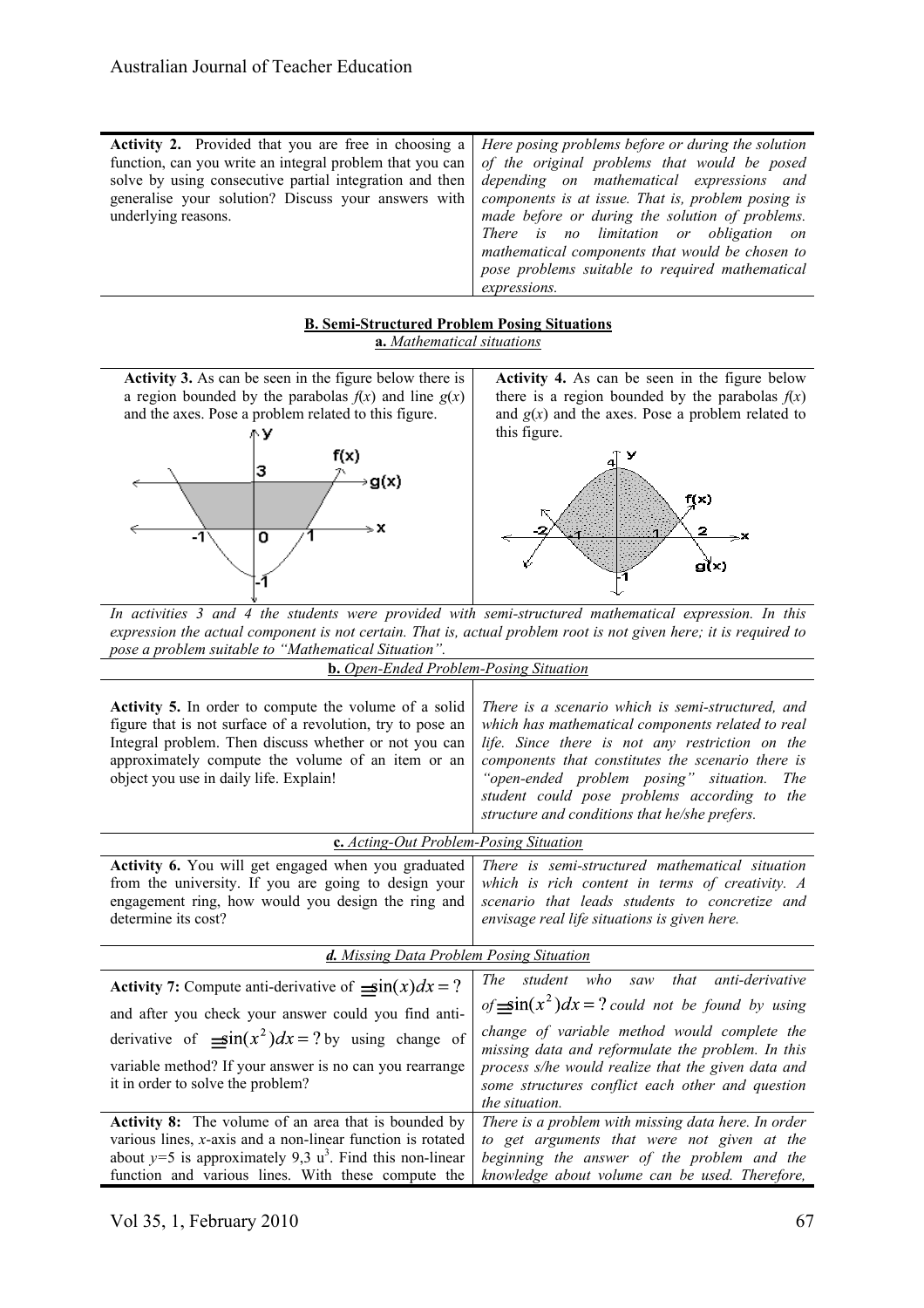| **Activity 2.** Provided that you are free in choosing a function, can you write an integral problem that you can solve by using consecutive partial integration and then generalise your solution? Discuss your answers with underlying reasons. | *Here posing problems before or during the solution of the original problems that would be posed depending on mathematical expressions and components is at issue. That is, problem posing is made before or during the solution of problems. There is no limitation or obligation on mathematical components that would be chosen to pose problems suitable to required mathematical expressions.* |
| --- | --- |

**B. Semi-Structured Problem Posing Situations**

**a.** *Mathematical situations*

| **Activity 3.** As can be seen in the figure below there is a region bounded by the parabolas $f(x)$ and line $g(x)$ and the axes. Pose a problem related to this figure. | **Activity 4.** As can be seen in the figure below there is a region bounded by the parabolas $f(x)$ and $g(x)$ and the axes. Pose a problem related to this figure. |
| --- | --- |

*In activities 3 and 4 the students were provided with semi-structured mathematical expression. In this expression the actual component is not certain. That is, actual problem root is not given here; it is required to pose a problem suitable to "Mathematical Situation".*

**b.** *Open-Ended Problem-Posing Situation*

| **Activity 5.** In order to compute the volume of a solid figure that is not surface of a revolution, try to pose an Integral problem. Then discuss whether or not you can approximately compute the volume of an item or an object you use in daily life. Explain! | *There is a scenario which is semi-structured, and which has mathematical components related to real life. Since there is not any restriction on the components that constitutes the scenario there is "open-ended problem posing" situation. The student could pose problems according to the structure and conditions that he/she prefers.* |
| --- | --- |

**c.** *Acting-Out Problem-Posing Situation*

| **Activity 6.** You will get engaged when you graduated from the university. If you are going to design your engagement ring, how would you design the ring and determine its cost? | *There is semi-structured mathematical situation which is rich content in terms of creativity. A scenario that leads students to concretize and envisage real life situations is given here.* |
| --- | --- |

***d.*** ***Missing Data Problem Posing Situation***

| **Activity 7:** Compute anti-derivative of $\int \sin(x)dx = ?$ and after you check your answer could you find anti-derivative of $\int \sin(x^2)dx = ?$ by using change of variable method? If your answer is no can you rearrange it in order to solve the problem? | *The student who saw that anti-derivative of $\int \sin(x^2)dx = ?$ could not be found by using change of variable method would complete the missing data and reformulate the problem. In this process s/he would realize that the given data and some structures conflict each other and question the situation.* |
| --- | --- |
| **Activity 8:** The volume of an area that is bounded by various lines, $x$-axis and a non-linear function is rotated about $y$=5 is approximately 9,3 $u^3$. Find this non-linear function and various lines. With these compute the | *There is a problem with missing data here. In order to get arguments that were not given at the beginning the answer of the problem and the knowledge about volume can be used. Therefore,* |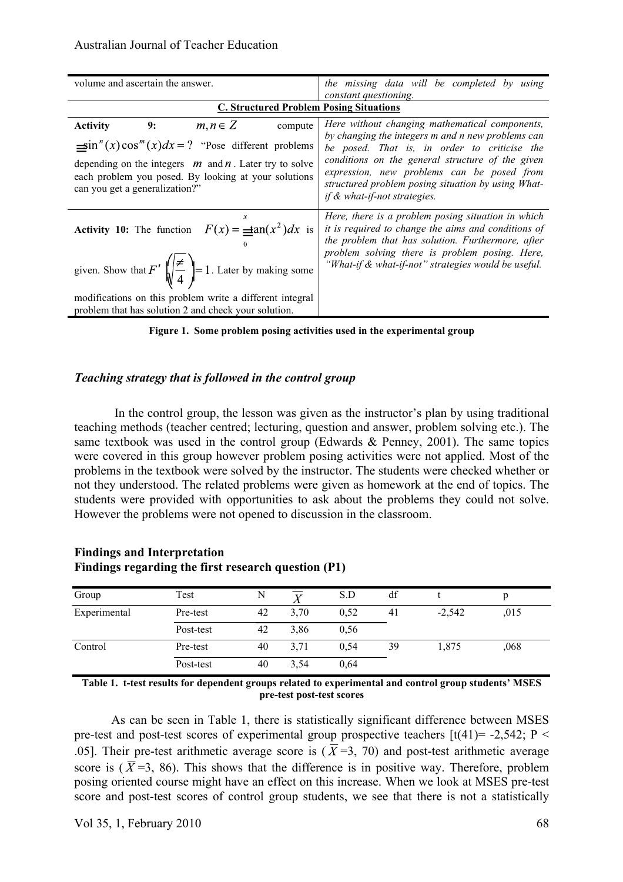| | |
|---|---|
| volume and ascertain the answer. | *the missing data will be completed by using constant questioning.* |
| **C. Structured Problem Posing Situations** | |
| **Activity 9:** $m, n \in Z$ compute $\int \sin^n(x)\cos^m(x)dx = ?$ "Pose different problems depending on the integers $m$ and $n$. Later try to solve each problem you posed. By looking at your solutions can you get a generalization?" | *Here without changing mathematical components, by changing the integers m and n new problems can be posed. That is, in order to criticise the conditions on the general structure of the given expression, new problems can be posed from structured problem posing situation by using What-if & what-if-not strategies.* |
| **Activity 10:** The function $F(x) = \int_0^x \tan(x^2)dx$ is given. Show that $F'\left(\sqrt{\frac{\pi}{4}}\right) = 1$. Later by making some modifications on this problem write a different integral problem that has solution 2 and check your solution. | *Here, there is a problem posing situation in which it is required to change the aims and conditions of the problem that has solution. Furthermore, after problem solving there is problem posing. Here, "What-if & what-if-not" strategies would be useful.* |

**Figure 1. Some problem posing activities used in the experimental group**

### *Teaching strategy that is followed in the control group*

In the control group, the lesson was given as the instructor's plan by using traditional teaching methods (teacher centred; lecturing, question and answer, problem solving etc.). The same textbook was used in the control group (Edwards & Penney, 2001). The same topics were covered in this group however problem posing activities were not applied. Most of the problems in the textbook were solved by the instructor. The students were checked whether or not they understood. The related problems were given as homework at the end of topics. The students were provided with opportunities to ask about the problems they could not solve. However the problems were not opened to discussion in the classroom.

## Findings and Interpretation

### Findings regarding the first research question (P1)

| Group | Test | N | $\overline{X}$ | S.D | df | t | p |
|---|---|---|---|---|---|---|---|
| Experimental | Pre-test | 42 | 3,70 | 0,52 | 41 | -2,542 | ,015 |
| | Post-test | 42 | 3,86 | 0,56 | | | |
| Control | Pre-test | 40 | 3,71 | 0,54 | 39 | 1,875 | ,068 |
| | Post-test | 40 | 3,54 | 0,64 | | | |

**Table 1. t-test results for dependent groups related to experimental and control group students' MSES pre-test post-test scores**

As can be seen in Table 1, there is statistically significant difference between MSES pre-test and post-test scores of experimental group prospective teachers [$t(41)= -2{,}542$; $P < .05$]. Their pre-test arithmetic average score is ($\overline{X}$=3, 70) and post-test arithmetic average score is ($\overline{X}$=3, 86). This shows that the difference is in positive way. Therefore, problem posing oriented course might have an effect on this increase. When we look at MSES pre-test score and post-test scores of control group students, we see that there is not a statistically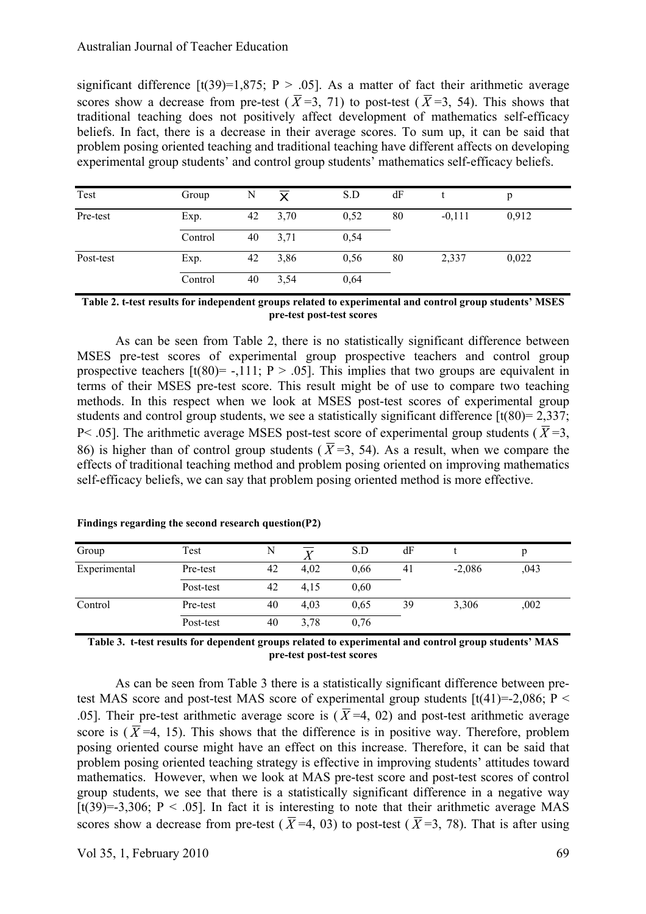significant difference [t(39)=1,875; P > .05]. As a matter of fact their arithmetic average scores show a decrease from pre-test ($\overline{X}$=3, 71) to post-test ($\overline{X}$=3, 54). This shows that traditional teaching does not positively affect development of mathematics self-efficacy beliefs. In fact, there is a decrease in their average scores. To sum up, it can be said that problem posing oriented teaching and traditional teaching have different affects on developing experimental group students' and control group students' mathematics self-efficacy beliefs.

| Test | Group | N | $\overline{X}$ | S.D | dF | t | p |
|---|---|---|---|---|---|---|---|
| Pre-test | Exp. | 42 | 3,70 | 0,52 | 80 | -0,111 | 0,912 |
| | Control | 40 | 3,71 | 0,54 | | | |
| Post-test | Exp. | 42 | 3,86 | 0,56 | 80 | 2,337 | 0,022 |
| | Control | 40 | 3,54 | 0,64 | | | |

**Table 2. t-test results for independent groups related to experimental and control group students' MSES pre-test post-test scores**

As can be seen from Table 2, there is no statistically significant difference between MSES pre-test scores of experimental group prospective teachers and control group prospective teachers [t(80)= -,111; P > .05]. This implies that two groups are equivalent in terms of their MSES pre-test score. This result might be of use to compare two teaching methods. In this respect when we look at MSES post-test scores of experimental group students and control group students, we see a statistically significant difference [t(80)= 2,337; P< .05]. The arithmetic average MSES post-test score of experimental group students ($\overline{X}$=3, 86) is higher than of control group students ($\overline{X}$=3, 54). As a result, when we compare the effects of traditional teaching method and problem posing oriented on improving mathematics self-efficacy beliefs, we can say that problem posing oriented method is more effective.

**Findings regarding the second research question(P2)**

| Group | Test | N | $\overline{X}$ | S.D | dF | t | p |
|---|---|---|---|---|---|---|---|
| Experimental | Pre-test | 42 | 4,02 | 0,66 | 41 | -2,086 | ,043 |
| | Post-test | 42 | 4,15 | 0,60 | | | |
| Control | Pre-test | 40 | 4,03 | 0,65 | 39 | 3,306 | ,002 |
| | Post-test | 40 | 3,78 | 0,76 | | | |

**Table 3. t-test results for dependent groups related to experimental and control group students' MAS pre-test post-test scores**

As can be seen from Table 3 there is a statistically significant difference between pre-test MAS score and post-test MAS score of experimental group students [t(41)=-2,086; P < .05]. Their pre-test arithmetic average score is ($\overline{X}$=4, 02) and post-test arithmetic average score is ($\overline{X}$=4, 15). This shows that the difference is in positive way. Therefore, problem posing oriented course might have an effect on this increase. Therefore, it can be said that problem posing oriented teaching strategy is effective in improving students' attitudes toward mathematics. However, when we look at MAS pre-test score and post-test scores of control group students, we see that there is a statistically significant difference in a negative way [t(39)=-3,306; P < .05]. In fact it is interesting to note that their arithmetic average MAS scores show a decrease from pre-test ($\overline{X}$=4, 03) to post-test ($\overline{X}$=3, 78). That is after using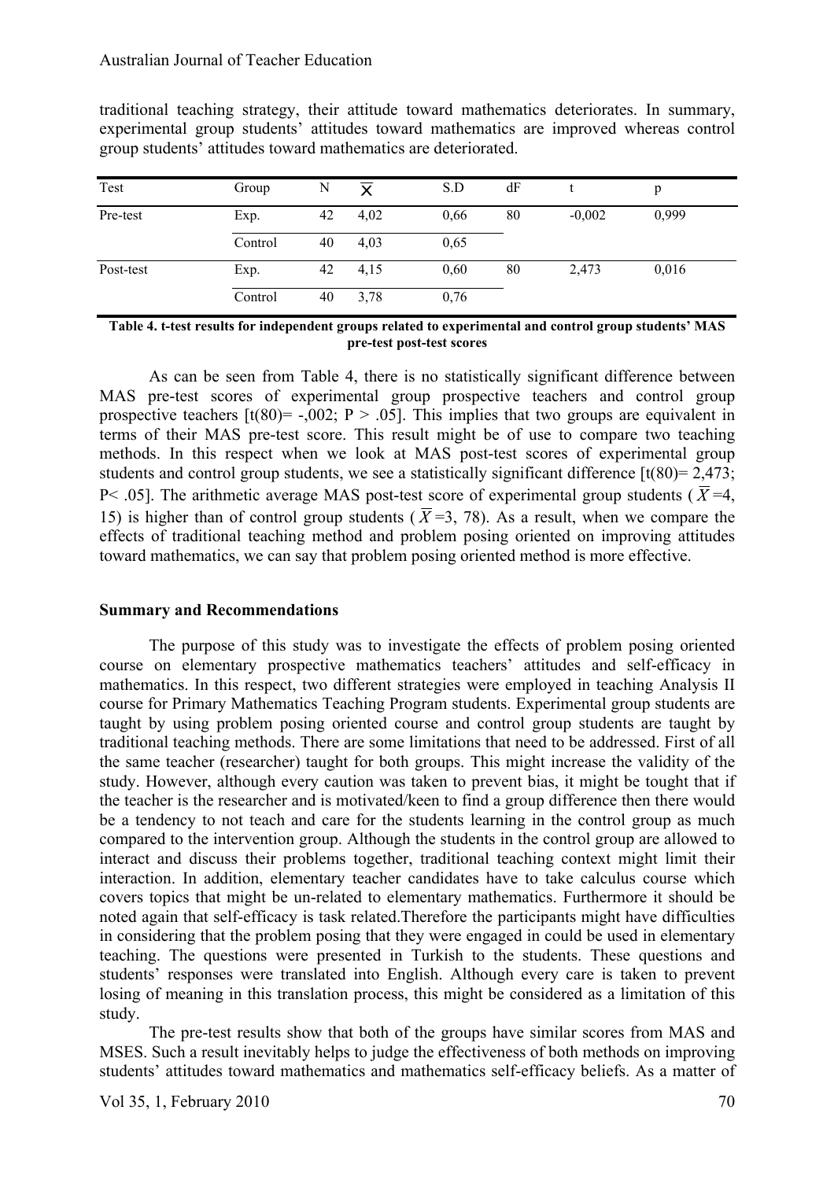traditional teaching strategy, their attitude toward mathematics deteriorates. In summary, experimental group students' attitudes toward mathematics are improved whereas control group students' attitudes toward mathematics are deteriorated.

| Test | Group | N | $\overline{X}$ | S.D | dF | t | p |
|---|---|---|---|---|---|---|---|
| Pre-test | Exp. | 42 | 4,02 | 0,66 | 80 | -0,002 | 0,999 |
| | Control | 40 | 4,03 | 0,65 | | | |
| Post-test | Exp. | 42 | 4,15 | 0,60 | 80 | 2,473 | 0,016 |
| | Control | 40 | 3,78 | 0,76 | | | |

**Table 4. t-test results for independent groups related to experimental and control group students' MAS pre-test post-test scores**

As can be seen from Table 4, there is no statistically significant difference between MAS pre-test scores of experimental group prospective teachers and control group prospective teachers [$t(80)= -,002$; $P > .05$]. This implies that two groups are equivalent in terms of their MAS pre-test score. This result might be of use to compare two teaching methods. In this respect when we look at MAS post-test scores of experimental group students and control group students, we see a statistically significant difference [$t(80)= 2,473$; $P< .05$]. The arithmetic average MAS post-test score of experimental group students ( $\overline{X}$ =4, 15) is higher than of control group students ( $\overline{X}$ =3, 78). As a result, when we compare the effects of traditional teaching method and problem posing oriented on improving attitudes toward mathematics, we can say that problem posing oriented method is more effective.

## Summary and Recommendations

The purpose of this study was to investigate the effects of problem posing oriented course on elementary prospective mathematics teachers' attitudes and self-efficacy in mathematics. In this respect, two different strategies were employed in teaching Analysis II course for Primary Mathematics Teaching Program students. Experimental group students are taught by using problem posing oriented course and control group students are taught by traditional teaching methods. There are some limitations that need to be addressed. First of all the same teacher (researcher) taught for both groups. This might increase the validity of the study. However, although every caution was taken to prevent bias, it might be tought that if the teacher is the researcher and is motivated/keen to find a group difference then there would be a tendency to not teach and care for the students learning in the control group as much compared to the intervention group. Although the students in the control group are allowed to interact and discuss their problems together, traditional teaching context might limit their interaction. In addition, elementary teacher candidates have to take calculus course which covers topics that might be un-related to elementary mathematics. Furthermore it should be noted again that self-efficacy is task related.Therefore the participants might have difficulties in considering that the problem posing that they were engaged in could be used in elementary teaching. The questions were presented in Turkish to the students. These questions and students' responses were translated into English. Although every care is taken to prevent losing of meaning in this translation process, this might be considered as a limitation of this study.

The pre-test results show that both of the groups have similar scores from MAS and MSES. Such a result inevitably helps to judge the effectiveness of both methods on improving students' attitudes toward mathematics and mathematics self-efficacy beliefs. As a matter of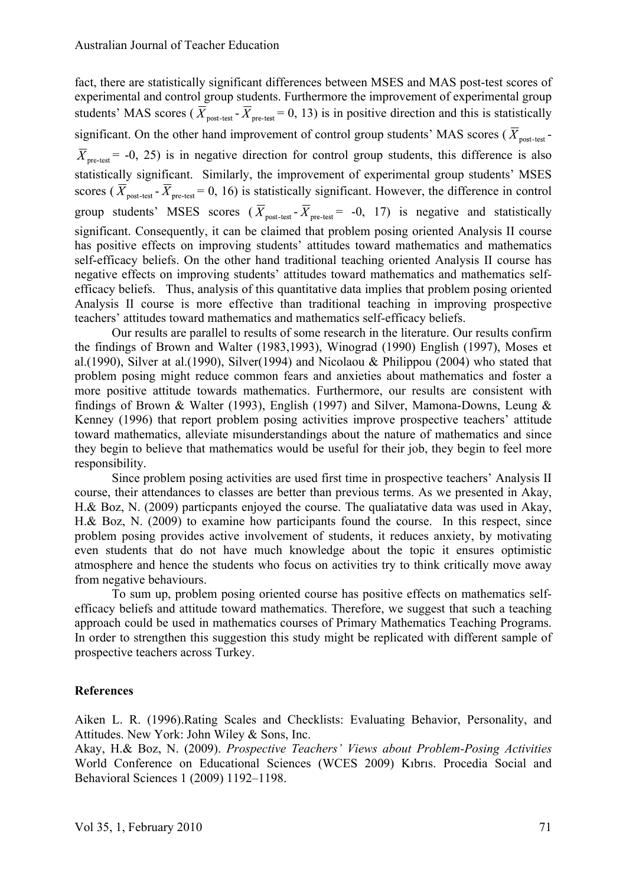fact, there are statistically significant differences between MSES and MAS post-test scores of experimental and control group students. Furthermore the improvement of experimental group students' MAS scores ($\overline{X}_{\text{post-test}} - \overline{X}_{\text{pre-test}} = 0, 13$) is in positive direction and this is statistically significant. On the other hand improvement of control group students' MAS scores ($\overline{X}_{\text{post-test}} - \overline{X}_{\text{pre-test}} = -0, 25$) is in negative direction for control group students, this difference is also statistically significant. Similarly, the improvement of experimental group students' MSES scores ($\overline{X}_{\text{post-test}} - \overline{X}_{\text{pre-test}} = 0, 16$) is statistically significant. However, the difference in control group students' MSES scores ($\overline{X}_{\text{post-test}} - \overline{X}_{\text{pre-test}} = -0, 17$) is negative and statistically significant. Consequently, it can be claimed that problem posing oriented Analysis II course has positive effects on improving students' attitudes toward mathematics and mathematics self-efficacy beliefs. On the other hand traditional teaching oriented Analysis II course has negative effects on improving students' attitudes toward mathematics and mathematics self-efficacy beliefs. Thus, analysis of this quantitative data implies that problem posing oriented Analysis II course is more effective than traditional teaching in improving prospective teachers' attitudes toward mathematics and mathematics self-efficacy beliefs.

Our results are parallel to results of some research in the literature. Our results confirm the findings of Brown and Walter (1983,1993), Winograd (1990) English (1997), Moses et al.(1990), Silver at al.(1990), Silver(1994) and Nicolaou & Philippou (2004) who stated that problem posing might reduce common fears and anxieties about mathematics and foster a more positive attitude towards mathematics. Furthermore, our results are consistent with findings of Brown & Walter (1993), English (1997) and Silver, Mamona-Downs, Leung & Kenney (1996) that report problem posing activities improve prospective teachers' attitude toward mathematics, alleviate misunderstandings about the nature of mathematics and since they begin to believe that mathematics would be useful for their job, they begin to feel more responsibility.

Since problem posing activities are used first time in prospective teachers' Analysis II course, their attendances to classes are better than previous terms. As we presented in Akay, H.& Boz, N. (2009) particpants enjoyed the course. The qualiatative data was used in Akay, H.& Boz, N. (2009) to examine how participants found the course. In this respect, since problem posing provides active involvement of students, it reduces anxiety, by motivating even students that do not have much knowledge about the topic it ensures optimistic atmosphere and hence the students who focus on activities try to think critically move away from negative behaviours.

To sum up, problem posing oriented course has positive effects on mathematics self-efficacy beliefs and attitude toward mathematics. Therefore, we suggest that such a teaching approach could be used in mathematics courses of Primary Mathematics Teaching Programs. In order to strengthen this suggestion this study might be replicated with different sample of prospective teachers across Turkey.

## References

Aiken L. R. (1996).Rating Scales and Checklists: Evaluating Behavior, Personality, and Attitudes. New York: John Wiley & Sons, Inc.

Akay, H.& Boz, N. (2009). *Prospective Teachers' Views about Problem-Posing Activities* World Conference on Educational Sciences (WCES 2009) Kıbrıs. Procedia Social and Behavioral Sciences 1 (2009) 1192–1198.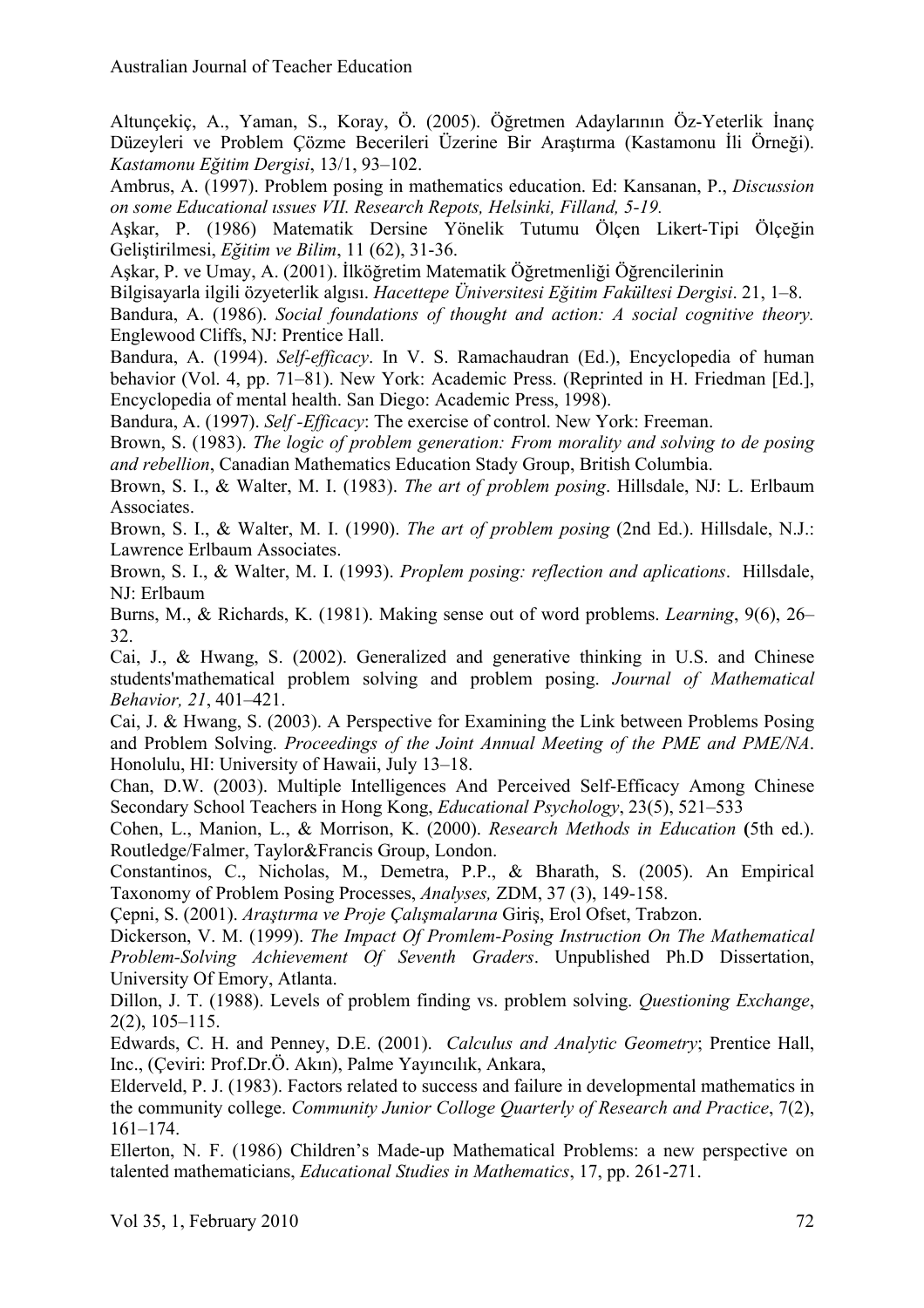Altunçekiç, A., Yaman, S., Koray, Ö. (2005). Öğretmen Adaylarının Öz-Yeterlik İnanç Düzeyleri ve Problem Çözme Becerileri Üzerine Bir Araştırma (Kastamonu İli Örneği). *Kastamonu Eğitim Dergisi*, 13/1, 93–102.

Ambrus, A. (1997). Problem posing in mathematics education. Ed: Kansanan, P., *Discussion on some Educational ıssues VII. Research Repots, Helsinki, Filland, 5-19.*

Aşkar, P. (1986) Matematik Dersine Yönelik Tutumu Ölçen Likert-Tipi Ölçeğin Geliştirilmesi, *Eğitim ve Bilim*, 11 (62), 31-36.

Aşkar, P. ve Umay, A. (2001). İlköğretim Matematik Öğretmenliği Öğrencilerinin Bilgisayarla ilgili özyeterlik algısı. *Hacettepe Üniversitesi Eğitim Fakültesi Dergisi*. 21, 1–8.

Bandura, A. (1986). *Social foundations of thought and action: A social cognitive theory.* Englewood Cliffs, NJ: Prentice Hall.

Bandura, A. (1994). *Self-efficacy*. In V. S. Ramachaudran (Ed.), Encyclopedia of human behavior (Vol. 4, pp. 71–81). New York: Academic Press. (Reprinted in H. Friedman [Ed.], Encyclopedia of mental health. San Diego: Academic Press, 1998).

Bandura, A. (1997). *Self -Efficacy*: The exercise of control. New York: Freeman.

Brown, S. (1983). *The logic of problem generation: From morality and solving to de posing and rebellion*, Canadian Mathematics Education Stady Group, British Columbia.

Brown, S. I., & Walter, M. I. (1983). *The art of problem posing*. Hillsdale, NJ: L. Erlbaum Associates.

Brown, S. I., & Walter, M. I. (1990). *The art of problem posing* (2nd Ed.). Hillsdale, N.J.: Lawrence Erlbaum Associates.

Brown, S. I., & Walter, M. I. (1993). *Proplem posing: reflection and aplications*. Hillsdale, NJ: Erlbaum

Burns, M., & Richards, K. (1981). Making sense out of word problems. *Learning*, 9(6), 26–32.

Cai, J., & Hwang, S. (2002). Generalized and generative thinking in U.S. and Chinese students'mathematical problem solving and problem posing. *Journal of Mathematical Behavior, 21*, 401–421.

Cai, J. & Hwang, S. (2003). A Perspective for Examining the Link between Problems Posing and Problem Solving. *Proceedings of the Joint Annual Meeting of the PME and PME/NA*. Honolulu, HI: University of Hawaii, July 13–18.

Chan, D.W. (2003). Multiple Intelligences And Perceived Self-Efficacy Among Chinese Secondary School Teachers in Hong Kong, *Educational Psychology*, 23(5), 521–533

Cohen, L., Manion, L., & Morrison, K. (2000). *Research Methods in Education* **(**5th ed.). Routledge/Falmer, Taylor&Francis Group, London.

Constantinos, C., Nicholas, M., Demetra, P.P., & Bharath, S. (2005). An Empirical Taxonomy of Problem Posing Processes, *Analyses,* ZDM, 37 (3), 149-158.

Çepni, S. (2001). *Araştırma ve Proje Çalışmalarına* Giriş, Erol Ofset, Trabzon.

Dickerson, V. M. (1999). *The Impact Of Promlem-Posing Instruction On The Mathematical Problem-Solving Achievement Of Seventh Graders*. Unpublished Ph.D Dissertation, University Of Emory, Atlanta.

Dillon, J. T. (1988). Levels of problem finding vs. problem solving. *Questioning Exchange*, 2(2), 105–115.

Edwards, C. H. and Penney, D.E. (2001). *Calculus and Analytic Geometry*; Prentice Hall, Inc., (Çeviri: Prof.Dr.Ö. Akın), Palme Yayıncılık, Ankara,

Elderveld, P. J. (1983). Factors related to success and failure in developmental mathematics in the community college. *Community Junior Colloge Quarterly of Research and Practice*, 7(2), 161–174.

Ellerton, N. F. (1986) Children's Made-up Mathematical Problems: a new perspective on talented mathematicians, *Educational Studies in Mathematics*, 17, pp. 261-271.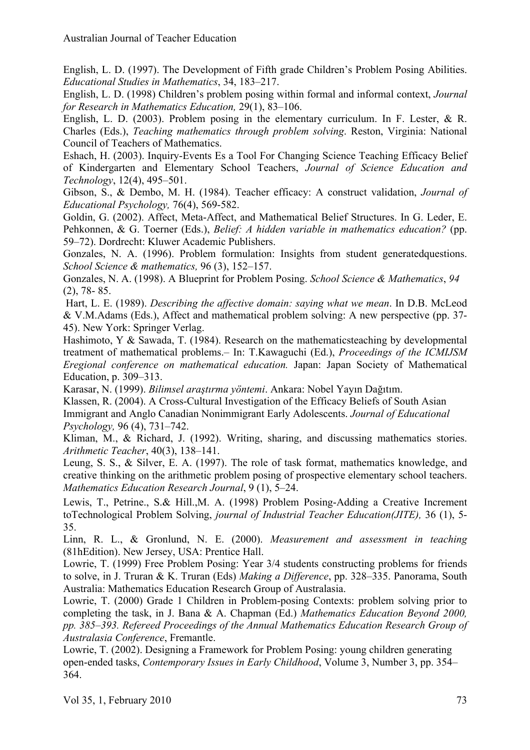English, L. D. (1997). The Development of Fifth grade Children's Problem Posing Abilities. *Educational Studies in Mathematics*, 34, 183–217.

English, L. D. (1998) Children's problem posing within formal and informal context, *Journal for Research in Mathematics Education,* 29(1), 83–106.

English, L. D. (2003). Problem posing in the elementary curriculum. In F. Lester, & R. Charles (Eds.), *Teaching mathematics through problem solving*. Reston, Virginia: National Council of Teachers of Mathematics.

Eshach, H. (2003). Inquiry-Events Es a Tool For Changing Science Teaching Efficacy Belief of Kindergarten and Elementary School Teachers, *Journal of Science Education and Technology*, 12(4), 495–501.

Gibson, S., & Dembo, M. H. (1984). Teacher efficacy: A construct validation, *Journal of Educational Psychology,* 76(4), 569-582.

Goldin, G. (2002). Affect, Meta-Affect, and Mathematical Belief Structures. In G. Leder, E. Pehkonnen, & G. Toerner (Eds.), *Belief: A hidden variable in mathematics education?* (pp. 59–72). Dordrecht: Kluwer Academic Publishers.

Gonzales, N. A. (1996). Problem formulation: Insights from student generatedquestions. *School Science & mathematics,* 96 (3), 152–157.

Gonzales, N. A. (1998). A Blueprint for Problem Posing. *School Science & Mathematics*, *94* (2), 78- 85.

Hart, L. E. (1989). *Describing the affective domain: saying what we mean*. In D.B. McLeod & V.M.Adams (Eds.), Affect and mathematical problem solving: A new perspective (pp. 37-45). New York: Springer Verlag.

Hashimoto, Y & Sawada, T. (1984). Research on the mathematicsteaching by developmental treatment of mathematical problems.– In: T.Kawaguchi (Ed.), *Proceedings of the ICMIJSM Eregional conference on mathematical education.* Japan: Japan Society of Mathematical Education, p. 309–313.

Karasar, N. (1999). *Bilimsel araştırma yöntemi*. Ankara: Nobel Yayın Dağıtım.

Klassen, R. (2004). A Cross-Cultural Investigation of the Efficacy Beliefs of South Asian Immigrant and Anglo Canadian Nonimmigrant Early Adolescents. *Journal of Educational Psychology,* 96 (4), 731–742.

Kliman, M., & Richard, J. (1992). Writing, sharing, and discussing mathematics stories. *Arithmetic Teacher*, 40(3), 138–141.

Leung, S. S., & Silver, E. A. (1997). The role of task format, mathematics knowledge, and creative thinking on the arithmetic problem posing of prospective elementary school teachers. *Mathematics Education Research Journal*, 9 (1), 5–24.

Lewis, T., Petrine., S.& Hill.,M. A. (1998) Problem Posing-Adding a Creative Increment toTechnological Problem Solving, *journal of Industrial Teacher Education(JITE),* 36 (1), 5-35.

Linn, R. L., & Gronlund, N. E. (2000). *Measurement and assessment in teaching* (81hEdition). New Jersey, USA: Prentice Hall.

Lowrie, T. (1999) Free Problem Posing: Year 3/4 students constructing problems for friends to solve, in J. Truran & K. Truran (Eds) *Making a Difference*, pp. 328–335. Panorama, South Australia: Mathematics Education Research Group of Australasia.

Lowrie, T. (2000) Grade 1 Children in Problem-posing Contexts: problem solving prior to completing the task, in J. Bana & A. Chapman (Ed.) *Mathematics Education Beyond 2000, pp. 385–393. Refereed Proceedings of the Annual Mathematics Education Research Group of Australasia Conference*, Fremantle.

Lowrie, T. (2002). Designing a Framework for Problem Posing: young children generating open-ended tasks, *Contemporary Issues in Early Childhood*, Volume 3, Number 3, pp. 354–364.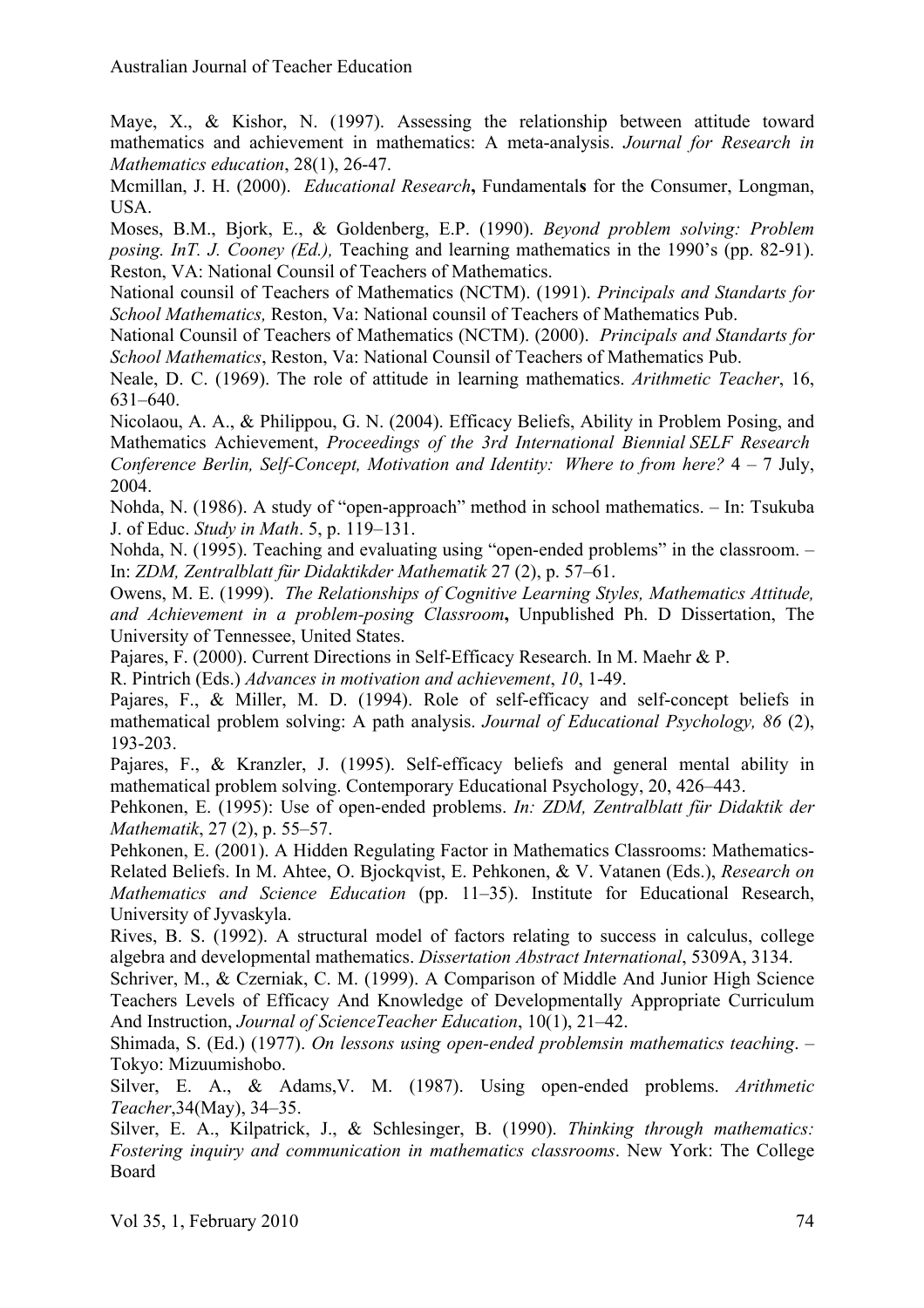Maye, X., & Kishor, N. (1997). Assessing the relationship between attitude toward mathematics and achievement in mathematics: A meta-analysis. *Journal for Research in Mathematics education*, 28(1), 26-47.

Mcmillan, J. H. (2000). *Educational Research*, Fundamental**s** for the Consumer, Longman, USA.

Moses, B.M., Bjork, E., & Goldenberg, E.P. (1990). *Beyond problem solving: Problem posing. InT. J. Cooney (Ed.),* Teaching and learning mathematics in the 1990's (pp. 82-91). Reston, VA: National Counsil of Teachers of Mathematics.

National counsil of Teachers of Mathematics (NCTM). (1991). *Principals and Standarts for School Mathematics,* Reston, Va: National counsil of Teachers of Mathematics Pub.

National Counsil of Teachers of Mathematics (NCTM). (2000). *Principals and Standarts for School Mathematics*, Reston, Va: National Counsil of Teachers of Mathematics Pub.

Neale, D. C. (1969). The role of attitude in learning mathematics. *Arithmetic Teacher*, 16, 631–640.

Nicolaou, A. A., & Philippou, G. N. (2004). Efficacy Beliefs, Ability in Problem Posing, and Mathematics Achievement, *Proceedings of the 3rd International Biennial SELF Research Conference Berlin, Self-Concept, Motivation and Identity: Where to from here?* 4 – 7 July, 2004.

Nohda, N. (1986). A study of "open-approach" method in school mathematics. – In: Tsukuba J. of Educ. *Study in Math*. 5, p. 119–131.

Nohda, N. (1995). Teaching and evaluating using "open-ended problems" in the classroom. – In: *ZDM, Zentralblatt für Didaktikder Mathematik* 27 (2), p. 57–61.

Owens, M. E. (1999). *The Relationships of Cognitive Learning Styles, Mathematics Attitude, and Achievement in a problem-posing Classroom*, Unpublished Ph. D Dissertation, The University of Tennessee, United States.

Pajares, F. (2000). Current Directions in Self-Efficacy Research. In M. Maehr & P. R. Pintrich (Eds.) *Advances in motivation and achievement*, *10*, 1-49.

Pajares, F., & Miller, M. D. (1994). Role of self-efficacy and self-concept beliefs in mathematical problem solving: A path analysis. *Journal of Educational Psychology, 86* (2), 193-203.

Pajares, F., & Kranzler, J. (1995). Self-efficacy beliefs and general mental ability in mathematical problem solving. Contemporary Educational Psychology, 20, 426–443.

Pehkonen, E. (1995): Use of open-ended problems. *In: ZDM, Zentralblatt für Didaktik der Mathematik*, 27 (2), p. 55–57.

Pehkonen, E. (2001). A Hidden Regulating Factor in Mathematics Classrooms: Mathematics-Related Beliefs. In M. Ahtee, O. Bjockqvist, E. Pehkonen, & V. Vatanen (Eds.), *Research on Mathematics and Science Education* (pp. 11–35). Institute for Educational Research, University of Jyvaskyla.

Rives, B. S. (1992). A structural model of factors relating to success in calculus, college algebra and developmental mathematics. *Dissertation Abstract International*, 5309A, 3134.

Schriver, M., & Czerniak, C. M. (1999). A Comparison of Middle And Junior High Science Teachers Levels of Efficacy And Knowledge of Developmentally Appropriate Curriculum And Instruction, *Journal of ScienceTeacher Education*, 10(1), 21–42.

Shimada, S. (Ed.) (1977). *On lessons using open-ended problemsin mathematics teaching*. – Tokyo: Mizuumishobo.

Silver, E. A., & Adams,V. M. (1987). Using open-ended problems. *Arithmetic Teacher*,34(May), 34–35.

Silver, E. A., Kilpatrick, J., & Schlesinger, B. (1990). *Thinking through mathematics: Fostering inquiry and communication in mathematics classrooms*. New York: The College Board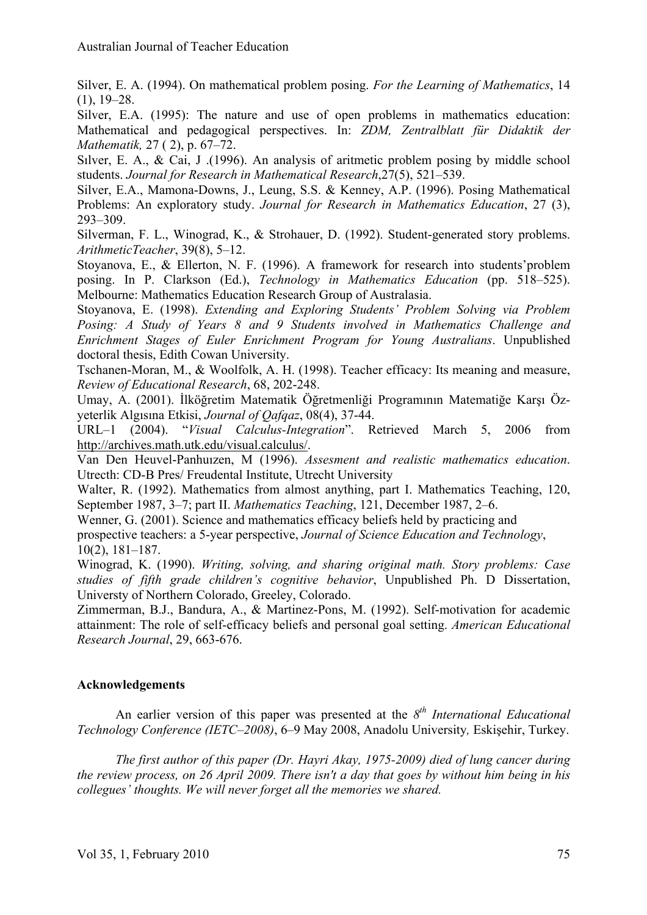Silver, E. A. (1994). On mathematical problem posing. *For the Learning of Mathematics*, 14 (1), 19–28.

Silver, E.A. (1995): The nature and use of open problems in mathematics education: Mathematical and pedagogical perspectives. In: *ZDM, Zentralblatt für Didaktik der Mathematik,* 27 ( 2), p. 67–72.

Sılver, E. A., & Cai, J .(1996). An analysis of aritmetic problem posing by middle school students. *Journal for Research in Mathematical Research*,27(5), 521–539.

Silver, E.A., Mamona-Downs, J., Leung, S.S. & Kenney, A.P. (1996). Posing Mathematical Problems: An exploratory study. *Journal for Research in Mathematics Education*, 27 (3), 293–309.

Silverman, F. L., Winograd, K., & Strohauer, D. (1992). Student-generated story problems. *ArithmeticTeacher*, 39(8), 5–12.

Stoyanova, E., & Ellerton, N. F. (1996). A framework for research into students'problem posing. In P. Clarkson (Ed.), *Technology in Mathematics Education* (pp. 518–525). Melbourne: Mathematics Education Research Group of Australasia.

Stoyanova, E. (1998). *Extending and Exploring Students' Problem Solving via Problem Posing: A Study of Years 8 and 9 Students involved in Mathematics Challenge and Enrichment Stages of Euler Enrichment Program for Young Australians*. Unpublished doctoral thesis, Edith Cowan University.

Tschanen-Moran, M., & Woolfolk, A. H. (1998). Teacher efficacy: Its meaning and measure, *Review of Educational Research*, 68, 202-248.

Umay, A. (2001). İlköğretim Matematik Öğretmenliği Programının Matematiğe Karşı Öz-yeterlik Algısına Etkisi, *Journal of Qafqaz*, 08(4), 37-44.

URL–1 (2004). "*Visual Calculus-Integration*". Retrieved March 5, 2006 from http://archives.math.utk.edu/visual.calculus/.

Van Den Heuvel-Panhuızen, M (1996). *Assesment and realistic mathematics education*. Utrecth: CD-B Pres/ Freudental Institute, Utrecht University

Walter, R. (1992). Mathematics from almost anything, part I. Mathematics Teaching, 120, September 1987, 3–7; part II. *Mathematics Teaching*, 121, December 1987, 2–6.

Wenner, G. (2001). Science and mathematics efficacy beliefs held by practicing and prospective teachers: a 5-year perspective, *Journal of Science Education and Technology*, 10(2), 181–187.

Winograd, K. (1990). *Writing, solving, and sharing original math. Story problems: Case studies of fifth grade children's cognitive behavior*, Unpublished Ph. D Dissertation, Universty of Northern Colorado, Greeley, Colorado.

Zimmerman, B.J., Bandura, A., & Martinez-Pons, M. (1992). Self-motivation for academic attainment: The role of self-efficacy beliefs and personal goal setting. *American Educational Research Journal*, 29, 663-676.

**Acknowledgements**

An earlier version of this paper was presented at the *8th International Educational Technology Conference (IETC–2008)*, 6–9 May 2008, Anadolu University*,* Eskişehir, Turkey.

*The first author of this paper (Dr. Hayri Akay, 1975-2009) died of lung cancer during the review process, on 26 April 2009. There isn't a day that goes by without him being in his collegues' thoughts. We will never forget all the memories we shared.*